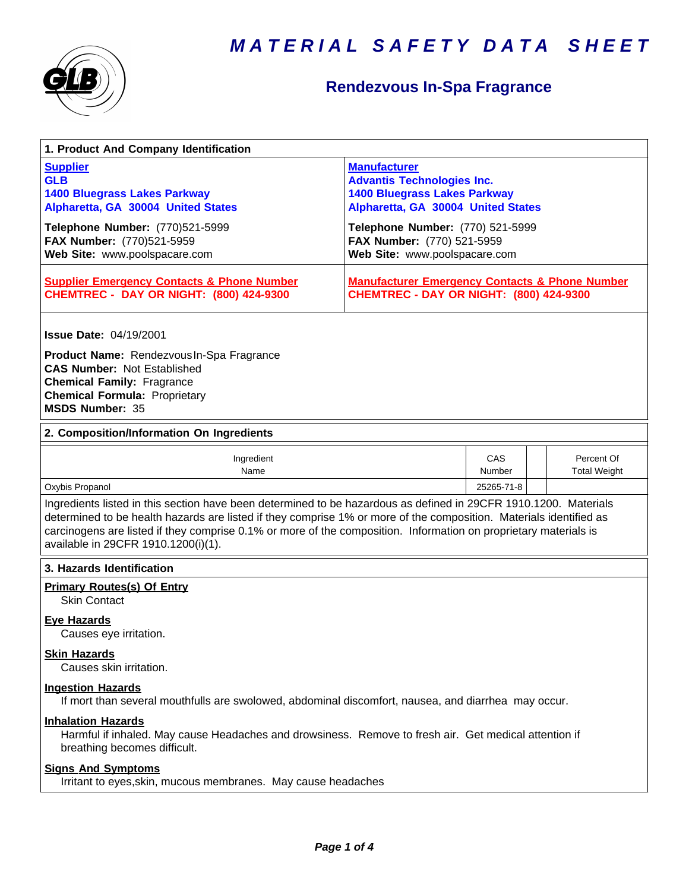# MATERIAL SAFETY DATA SHEET

## Rendezvous In-Spa Fragrance

### 1. Product And Company Identification

| Supplier | Manufacturer |
|---|---|
| **GLB**<br>**1400 Bluegrass Lakes Parkway**<br>**Alpharetta, GA 30004 United States** | **Advantis Technologies Inc.**<br>**1400 Bluegrass Lakes Parkway**<br>**Alpharetta, GA 30004 United States** |
| **Telephone Number:** (770)521-5999<br>**FAX Number:** (770)521-5959<br>**Web Site:** www.poolspacare.com | **Telephone Number:** (770) 521-5999<br>**FAX Number:** (770) 521-5959<br>**Web Site:** www.poolspacare.com |
| **Supplier Emergency Contacts & Phone Number**<br>**CHEMTREC - DAY OR NIGHT: (800) 424-9300** | **Manufacturer Emergency Contacts & Phone Number**<br>**CHEMTREC - DAY OR NIGHT: (800) 424-9300** |

**Issue Date:** 04/19/2001

**Product Name:** Rendezvous In-Spa Fragrance
**CAS Number:** Not Established
**Chemical Family:** Fragrance
**Chemical Formula:** Proprietary
**MSDS Number:** 35

### 2. Composition/Information On Ingredients

| Ingredient Name | CAS Number | | Percent Of Total Weight |
|---|---|---|---|
| Oxybis Propanol | 25265-71-8 | | |

Ingredients listed in this section have been determined to be hazardous as defined in 29CFR 1910.1200. Materials determined to be health hazards are listed if they comprise 1% or more of the composition. Materials identified as carcinogens are listed if they comprise 0.1% or more of the composition. Information on proprietary materials is available in 29CFR 1910.1200(i)(1).

### 3. Hazards Identification

**Primary Routes(s) Of Entry**
Skin Contact

**Eye Hazards**
Causes eye irritation.

**Skin Hazards**
Causes skin irritation.

**Ingestion Hazards**
If mort than several mouthfulls are swolowed, abdominal discomfort, nausea, and diarrhea may occur.

**Inhalation Hazards**
Harmful if inhaled. May cause Headaches and drowsiness. Remove to fresh air. Get medical attention if breathing becomes difficult.

**Signs And Symptoms**
Irritant to eyes,skin, mucous membranes. May cause headaches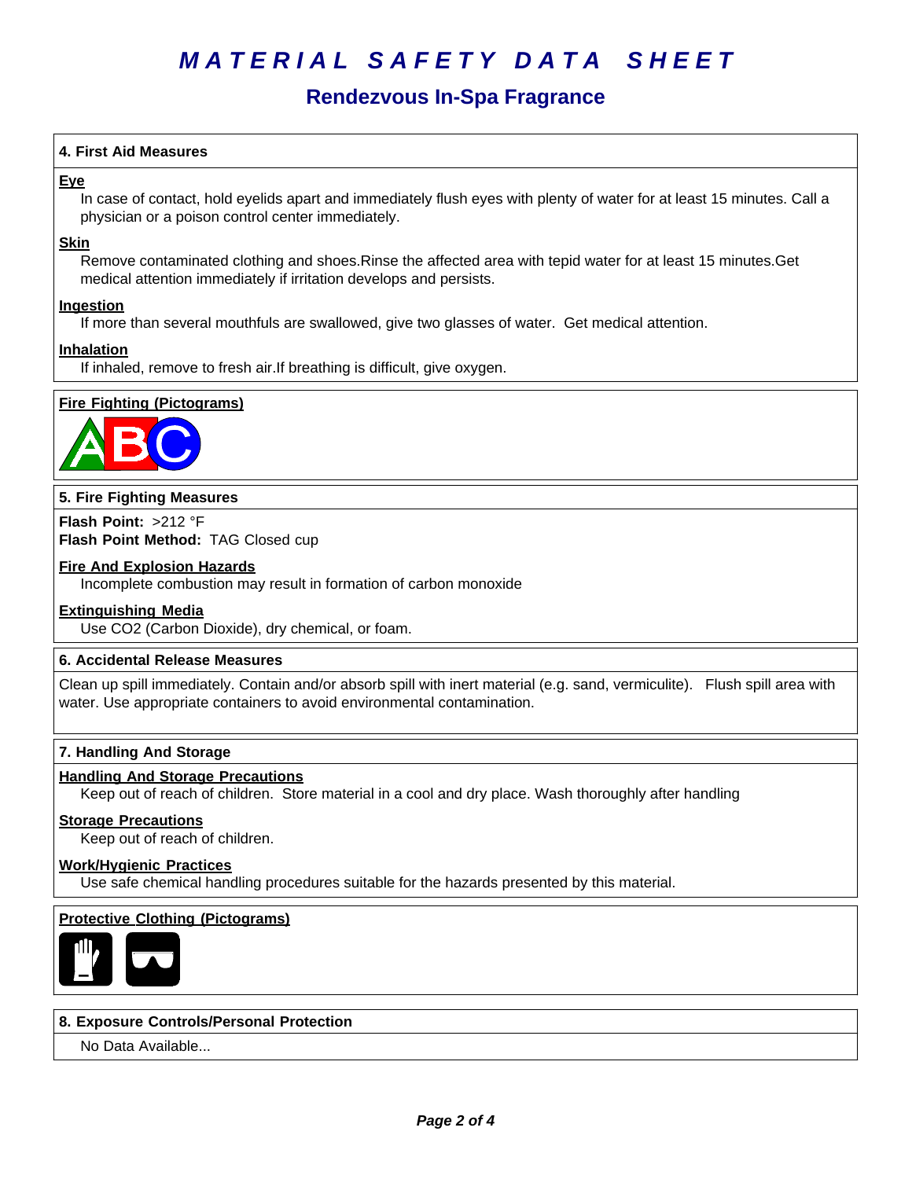# MATERIAL SAFETY DATA SHEET

## Rendezvous In-Spa Fragrance

### 4. First Aid Measures

**Eye**

In case of contact, hold eyelids apart and immediately flush eyes with plenty of water for at least 15 minutes. Call a physician or a poison control center immediately.

**Skin**

Remove contaminated clothing and shoes.Rinse the affected area with tepid water for at least 15 minutes.Get medical attention immediately if irritation develops and persists.

**Ingestion**

If more than several mouthfuls are swallowed, give two glasses of water.  Get medical attention.

**Inhalation**

If inhaled, remove to fresh air.If breathing is difficult, give oxygen.

**Fire Fighting (Pictograms)**

### 5. Fire Fighting Measures

**Flash Point:** >212 °F
**Flash Point Method:** TAG Closed cup

**Fire And Explosion Hazards**

Incomplete combustion may result in formation of carbon monoxide

**Extinguishing Media**

Use $CO_2$ (Carbon Dioxide), dry chemical, or foam.

### 6. Accidental Release Measures

Clean up spill immediately. Contain and/or absorb spill with inert material (e.g. sand, vermiculite).   Flush spill area with water. Use appropriate containers to avoid environmental contamination.

### 7. Handling And Storage

**Handling And Storage Precautions**

Keep out of reach of children.  Store material in a cool and dry place. Wash thoroughly after handling

**Storage Precautions**

Keep out of reach of children.

**Work/Hygienic Practices**

Use safe chemical handling procedures suitable for the hazards presented by this material.

**Protective Clothing (Pictograms)**

### 8. Exposure Controls/Personal Protection

No Data Available...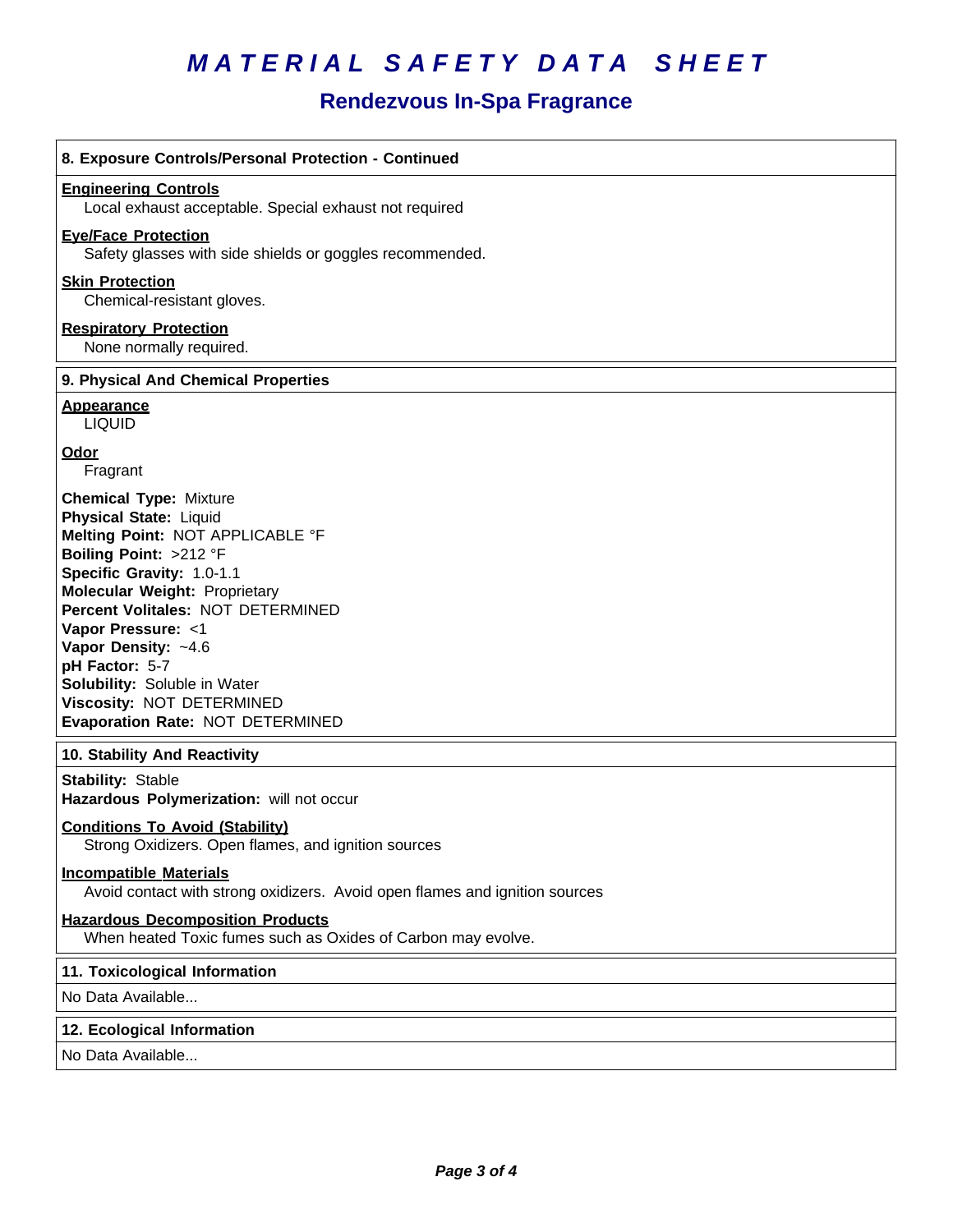# MATERIAL SAFETY DATA SHEET

## Rendezvous In-Spa Fragrance

### 8. Exposure Controls/Personal Protection - Continued

**Engineering Controls**

Local exhaust acceptable. Special exhaust not required

**Eye/Face Protection**

Safety glasses with side shields or goggles recommended.

**Skin Protection**

Chemical-resistant gloves.

**Respiratory Protection**

None normally required.

### 9. Physical And Chemical Properties

**Appearance**

LIQUID

**Odor**

Fragrant

**Chemical Type:** Mixture
**Physical State:** Liquid
**Melting Point:** NOT APPLICABLE °F
**Boiling Point:** >212 °F
**Specific Gravity:** 1.0-1.1
**Molecular Weight:** Proprietary
**Percent Volitales:** NOT DETERMINED
**Vapor Pressure:** <1
**Vapor Density:** ~4.6
**pH Factor:** 5-7
**Solubility:** Soluble in Water
**Viscosity:** NOT DETERMINED
**Evaporation Rate:** NOT DETERMINED

### 10. Stability And Reactivity

**Stability:** Stable
**Hazardous Polymerization:** will not occur

**Conditions To Avoid (Stability)**

Strong Oxidizers. Open flames, and ignition sources

**Incompatible Materials**

Avoid contact with strong oxidizers. Avoid open flames and ignition sources

**Hazardous Decomposition Products**

When heated Toxic fumes such as Oxides of Carbon may evolve.

### 11. Toxicological Information

No Data Available...

### 12. Ecological Information

No Data Available...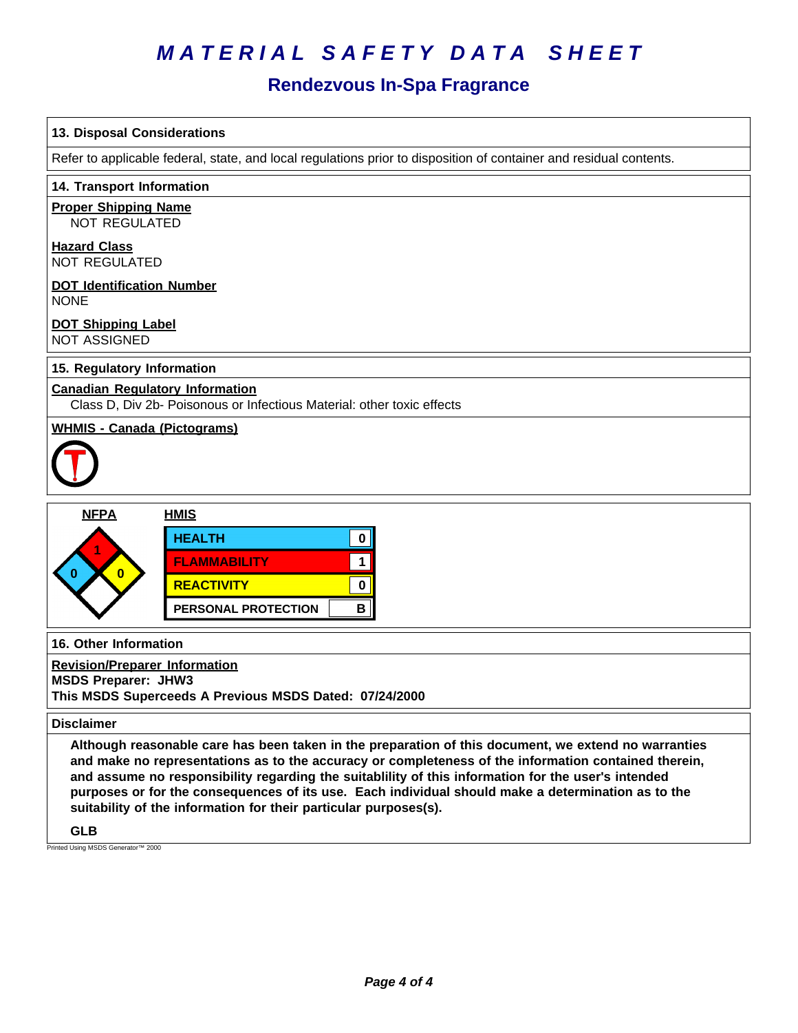# MATERIAL SAFETY DATA SHEET

## Rendezvous In-Spa Fragrance

### 13. Disposal Considerations

Refer to applicable federal, state, and local regulations prior to disposition of container and residual contents.

### 14. Transport Information

**Proper Shipping Name**
NOT REGULATED

**Hazard Class**
NOT REGULATED

**DOT Identification Number**
NONE

**DOT Shipping Label**
NOT ASSIGNED

### 15. Regulatory Information

**Canadian Regulatory Information**
Class D, Div 2b- Poisonous or Infectious Material: other toxic effects

**WHMIS - Canada (Pictograms)**

**NFPA**

1
0 0

**HMIS**

| | |
|---|---|
| HEALTH | 0 |
| FLAMMABILITY | 1 |
| REACTIVITY | 0 |
| PERSONAL PROTECTION | B |

### 16. Other Information

**Revision/Preparer Information**
**MSDS Preparer: JHW3**
**This MSDS Superceeds A Previous MSDS Dated: 07/24/2000**

### Disclaimer

**Although reasonable care has been taken in the preparation of this document, we extend no warranties and make no representations as to the accuracy or completeness of the information contained therein, and assume no responsibility regarding the suitablility of this information for the user's intended purposes or for the consequences of its use. Each individual should make a determination as to the suitability of the information for their particular purposes(s).**

**GLB**

Printed Using MSDS Generator™ 2000